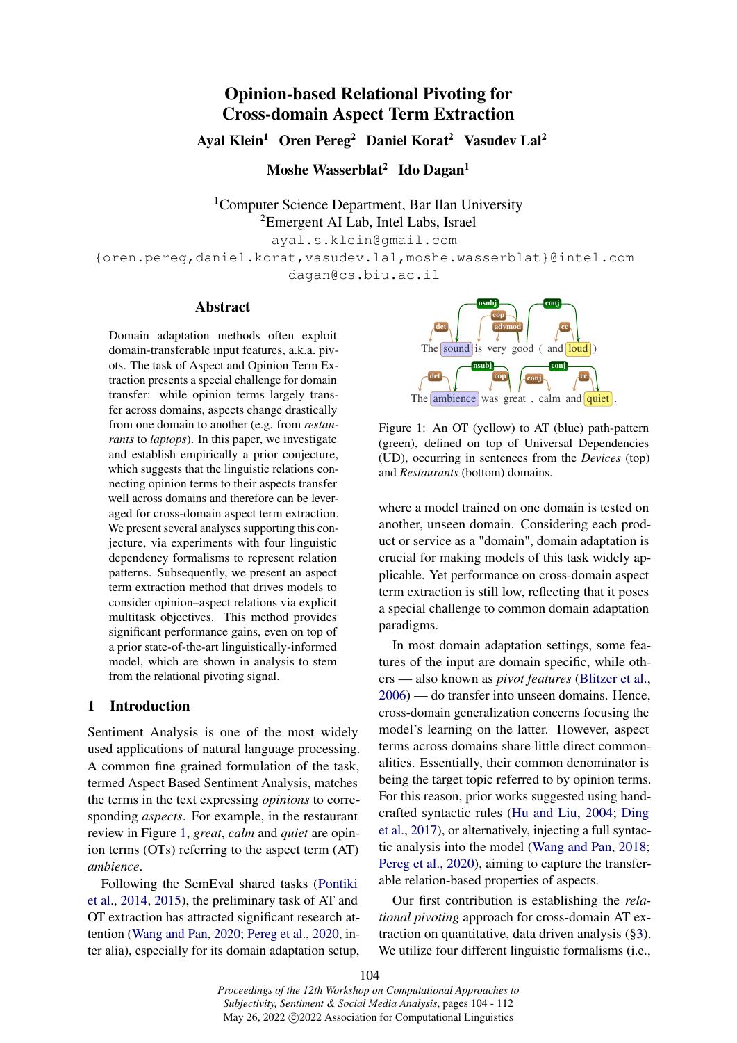# Opinion-based Relational Pivoting for Cross-domain Aspect Term Extraction

**Ayal Klein[1] Oren Pereg[2] Daniel Korat[2] Vasudev Lal[2]**

**Moshe Wasserblat[2] Ido Dagan[1]**

[1]Computer Science Department, Bar Ilan University
[2]Emergent AI Lab, Intel Labs, Israel

ayal.s.klein@gmail.com
{oren.pereg,daniel.korat,vasudev.lal,moshe.wasserblat}@intel.com
dagan@cs.biu.ac.il

## Abstract

Domain adaptation methods often exploit domain-transferable input features, a.k.a. pivots. The task of Aspect and Opinion Term Extraction presents a special challenge for domain transfer: while opinion terms largely transfer across domains, aspects change drastically from one domain to another (e.g. from *restaurants* to *laptops*). In this paper, we investigate and establish empirically a prior conjecture, which suggests that the linguistic relations connecting opinion terms to their aspects transfer well across domains and therefore can be leveraged for cross-domain aspect term extraction. We present several analyses supporting this conjecture, via experiments with four linguistic dependency formalisms to represent relation patterns. Subsequently, we present an aspect term extraction method that drives models to consider opinion–aspect relations via explicit multitask objectives. This method provides significant performance gains, even on top of a prior state-of-the-art linguistically-informed model, which are shown in analysis to stem from the relational pivoting signal.

Figure 1: An OT (yellow) to AT (blue) path-pattern (green), defined on top of Universal Dependencies (UD), occurring in sentences from the *Devices* (top) and *Restaurants* (bottom) domains.

## 1 Introduction

Sentiment Analysis is one of the most widely used applications of natural language processing. A common fine grained formulation of the task, termed Aspect Based Sentiment Analysis, matches the terms in the text expressing *opinions* to corresponding *aspects*. For example, in the restaurant review in Figure 1, *great*, *calm* and *quiet* are opinion terms (OTs) referring to the aspect term (AT) *ambience*.

Following the SemEval shared tasks (Pontiki et al., 2014, 2015), the preliminary task of AT and OT extraction has attracted significant research attention (Wang and Pan, 2020; Pereg et al., 2020, inter alia), especially for its domain adaptation setup, where a model trained on one domain is tested on another, unseen domain. Considering each product or service as a "domain", domain adaptation is crucial for making models of this task widely applicable. Yet performance on cross-domain aspect term extraction is still low, reflecting that it poses a special challenge to common domain adaptation paradigms.

In most domain adaptation settings, some features of the input are domain specific, while others — also known as *pivot features* (Blitzer et al., 2006) — do transfer into unseen domains. Hence, cross-domain generalization concerns focusing the model's learning on the latter. However, aspect terms across domains share little direct commonalities. Essentially, their common denominator is being the target topic referred to by opinion terms. For this reason, prior works suggested using handcrafted syntactic rules (Hu and Liu, 2004; Ding et al., 2017), or alternatively, injecting a full syntactic analysis into the model (Wang and Pan, 2018; Pereg et al., 2020), aiming to capture the transferable relation-based properties of aspects.

Our first contribution is establishing the *relational pivoting* approach for cross-domain AT extraction on quantitative, data driven analysis (§3). We utilize four different linguistic formalisms (i.e.,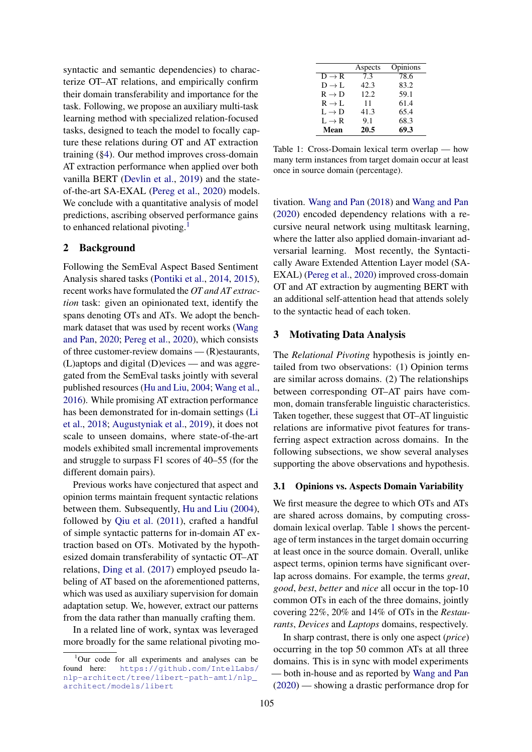syntactic and semantic dependencies) to characterize OT–AT relations, and empirically confirm their domain transferability and importance for the task. Following, we propose an auxiliary multi-task learning method with specialized relation-focused tasks, designed to teach the model to focally capture these relations during OT and AT extraction training (§4). Our method improves cross-domain AT extraction performance when applied over both vanilla BERT (Devlin et al., 2019) and the state-of-the-art SA-EXAL (Pereg et al., 2020) models. We conclude with a quantitative analysis of model predictions, ascribing observed performance gains to enhanced relational pivoting.[1]

## 2 Background

Following the SemEval Aspect Based Sentiment Analysis shared tasks (Pontiki et al., 2014, 2015), recent works have formulated the *OT and AT extraction* task: given an opinionated text, identify the spans denoting OTs and ATs. We adopt the benchmark dataset that was used by recent works (Wang and Pan, 2020; Pereg et al., 2020), which consists of three customer-review domains — (R)estaurants, (L)aptops and digital (D)evices — and was aggregated from the SemEval tasks jointly with several published resources (Hu and Liu, 2004; Wang et al., 2016). While promising AT extraction performance has been demonstrated for in-domain settings (Li et al., 2018; Augustyniak et al., 2019), it does not scale to unseen domains, where state-of-the-art models exhibited small incremental improvements and struggle to surpass F1 scores of 40–55 (for the different domain pairs).

Previous works have conjectured that aspect and opinion terms maintain frequent syntactic relations between them. Subsequently, Hu and Liu (2004), followed by Qiu et al. (2011), crafted a handful of simple syntactic patterns for in-domain AT extraction based on OTs. Motivated by the hypothesized domain transferability of syntactic OT–AT relations, Ding et al. (2017) employed pseudo labeling of AT based on the aforementioned patterns, which was used as auxiliary supervision for domain adaptation setup. We, however, extract our patterns from the data rather than manually crafting them.

In a related line of work, syntax was leveraged more broadly for the same relational pivoting motivation. Wang and Pan (2018) and Wang and Pan (2020) encoded dependency relations with a recursive neural network using multitask learning, where the latter also applied domain-invariant adversarial learning. Most recently, the Syntactically Aware Extended Attention Layer model (SA-EXAL) (Pereg et al., 2020) improved cross-domain OT and AT extraction by augmenting BERT with an additional self-attention head that attends solely to the syntactic head of each token.

[1] Our code for all experiments and analyses can be found here: https://github.com/IntelLabs/nlp-architect/tree/libert-path-amtl/nlp_architect/models/libert

| | Aspects | Opinions |
|---|---|---|
| D → R | 7.3 | 78.6 |
| D → L | 42.3 | 83.2 |
| R → D | 12.2 | 59.1 |
| R → L | 11 | 61.4 |
| L → D | 41.3 | 65.4 |
| L → R | 9.1 | 68.3 |
| **Mean** | **20.5** | **69.3** |

Table 1: Cross-Domain lexical term overlap — how many term instances from target domain occur at least once in source domain (percentage).

## 3 Motivating Data Analysis

The *Relational Pivoting* hypothesis is jointly entailed from two observations: (1) Opinion terms are similar across domains. (2) The relationships between corresponding OT–AT pairs have common, domain transferable linguistic characteristics. Taken together, these suggest that OT–AT linguistic relations are informative pivot features for transferring aspect extraction across domains. In the following subsections, we show several analyses supporting the above observations and hypothesis.

### 3.1 Opinions vs. Aspects Domain Variability

We first measure the degree to which OTs and ATs are shared across domains, by computing cross-domain lexical overlap. Table 1 shows the percentage of term instances in the target domain occurring at least once in the source domain. Overall, unlike aspect terms, opinion terms have significant overlap across domains. For example, the terms *great*, *good*, *best*, *better* and *nice* all occur in the top-10 common OTs in each of the three domains, jointly covering 22%, 20% and 14% of OTs in the *Restaurants*, *Devices* and *Laptops* domains, respectively.

In sharp contrast, there is only one aspect (*price*) occurring in the top 50 common ATs at all three domains. This is in sync with model experiments — both in-house and as reported by Wang and Pan (2020) — showing a drastic performance drop for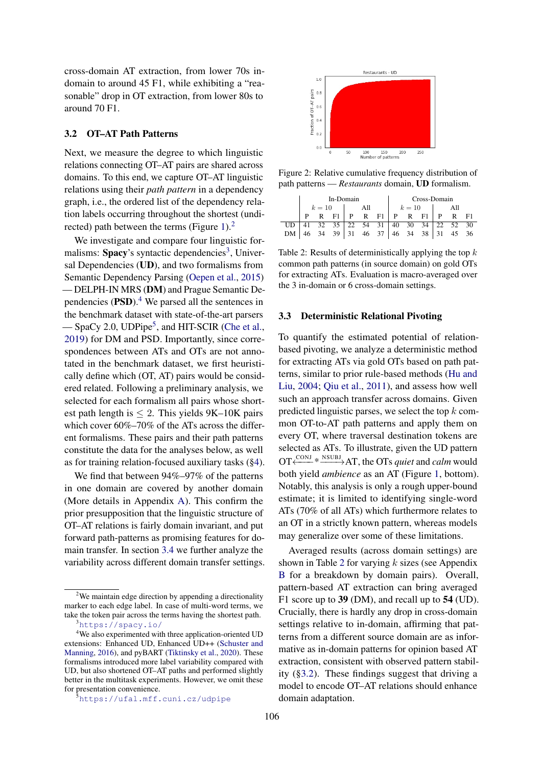cross-domain AT extraction, from lower 70s in-domain to around 45 F1, while exhibiting a "reasonable" drop in OT extraction, from lower 80s to around 70 F1.

### 3.2 OT–AT Path Patterns

Next, we measure the degree to which linguistic relations connecting OT–AT pairs are shared across domains. To this end, we capture OT–AT linguistic relations using their *path pattern* in a dependency graph, i.e., the ordered list of the dependency relation labels occurring throughout the shortest (undirected) path between the terms (Figure 1).[2]

We investigate and compare four linguistic formalisms: **Spacy**'s syntactic dependencies[3], Universal Dependencies (**UD**), and two formalisms from Semantic Dependency Parsing (Oepen et al., 2015) — DELPH-IN MRS (**DM**) and Prague Semantic Dependencies (**PSD**).[4] We parsed all the sentences in the benchmark dataset with state-of-the-art parsers — SpaCy 2.0, UDPipe[5], and HIT-SCIR (Che et al., 2019) for DM and PSD. Importantly, since correspondences between ATs and OTs are not annotated in the benchmark dataset, we first heuristically define which (OT, AT) pairs would be considered related. Following a preliminary analysis, we selected for each formalism all pairs whose shortest path length is $\leq 2$. This yields 9K–10K pairs which cover 60%–70% of the ATs across the different formalisms. These pairs and their path patterns constitute the data for the analyses below, as well as for training relation-focused auxiliary tasks (§4).

We find that between 94%–97% of the patterns in one domain are covered by another domain (More details in Appendix A). This confirm the prior presupposition that the linguistic structure of OT–AT relations is fairly domain invariant, and put forward path-patterns as promising features for domain transfer. In section 3.4 we further analyze the variability across different domain transfer settings.

[2] We maintain edge direction by appending a directionality marker to each edge label. In case of multi-word terms, we take the token pair across the terms having the shortest path.

[3] https://spacy.io/

[4] We also experimented with three application-oriented UD extensions: Enhanced UD, Enhanced UD++ (Schuster and Manning, 2016), and pyBART (Tiktinsky et al., 2020). These formalisms introduced more label variability compared with UD, but also shortened OT–AT paths and performed slightly better in the multitask experiments. However, we omit these for presentation convenience.

[5] https://ufal.mff.cuni.cz/udpipe

Figure 2: Relative cumulative frequency distribution of path patterns — *Restaurants* domain, **UD** formalism.

| | In-Domain | | | | | | Cross-Domain | | | | | |
|---|---|---|---|---|---|---|---|---|---|---|---|---|
| | $k=10$ | | | All | | | $k=10$ | | | All | | |
| | P | R | F1 | P | R | F1 | P | R | F1 | P | R | F1 |
| UD | 41 | 32 | 35 | 22 | 54 | 31 | 40 | 30 | 34 | 22 | 52 | 30 |
| DM | 46 | 34 | 39 | 31 | 46 | 37 | 46 | 34 | 38 | 31 | 45 | 36 |

Table 2: Results of deterministically applying the top $k$ common path patterns (in source domain) on gold OTs for extracting ATs. Evaluation is macro-averaged over the 3 in-domain or 6 cross-domain settings.

### 3.3 Deterministic Relational Pivoting

To quantify the estimated potential of relation-based pivoting, we analyze a deterministic method for extracting ATs via gold OTs based on path patterns, similar to prior rule-based methods (Hu and Liu, 2004; Qiu et al., 2011), and assess how well such an approach transfer across domains. Given predicted linguistic parses, we select the top $k$ common OT-to-AT path patterns and apply them on every OT, where traversal destination tokens are selected as ATs. To illustrate, given the UD pattern $\text{OT} \xleftarrow{\text{CONJ}} * \xrightarrow{\text{NSUBJ}} \text{AT}$, the OTs *quiet* and *calm* would both yield *ambience* as an AT (Figure 1, bottom). Notably, this analysis is only a rough upper-bound estimate; it is limited to identifying single-word ATs (70% of all ATs) which furthermore relates to an OT in a strictly known pattern, whereas models may generalize over some of these limitations.

Averaged results (across domain settings) are shown in Table 2 for varying $k$ sizes (see Appendix B for a breakdown by domain pairs). Overall, pattern-based AT extraction can bring averaged F1 score up to **39** (DM), and recall up to **54** (UD). Crucially, there is hardly any drop in cross-domain settings relative to in-domain, affirming that patterns from a different source domain are as informative as in-domain patterns for opinion based AT extraction, consistent with observed pattern stability (§3.2). These findings suggest that driving a model to encode OT–AT relations should enhance domain adaptation.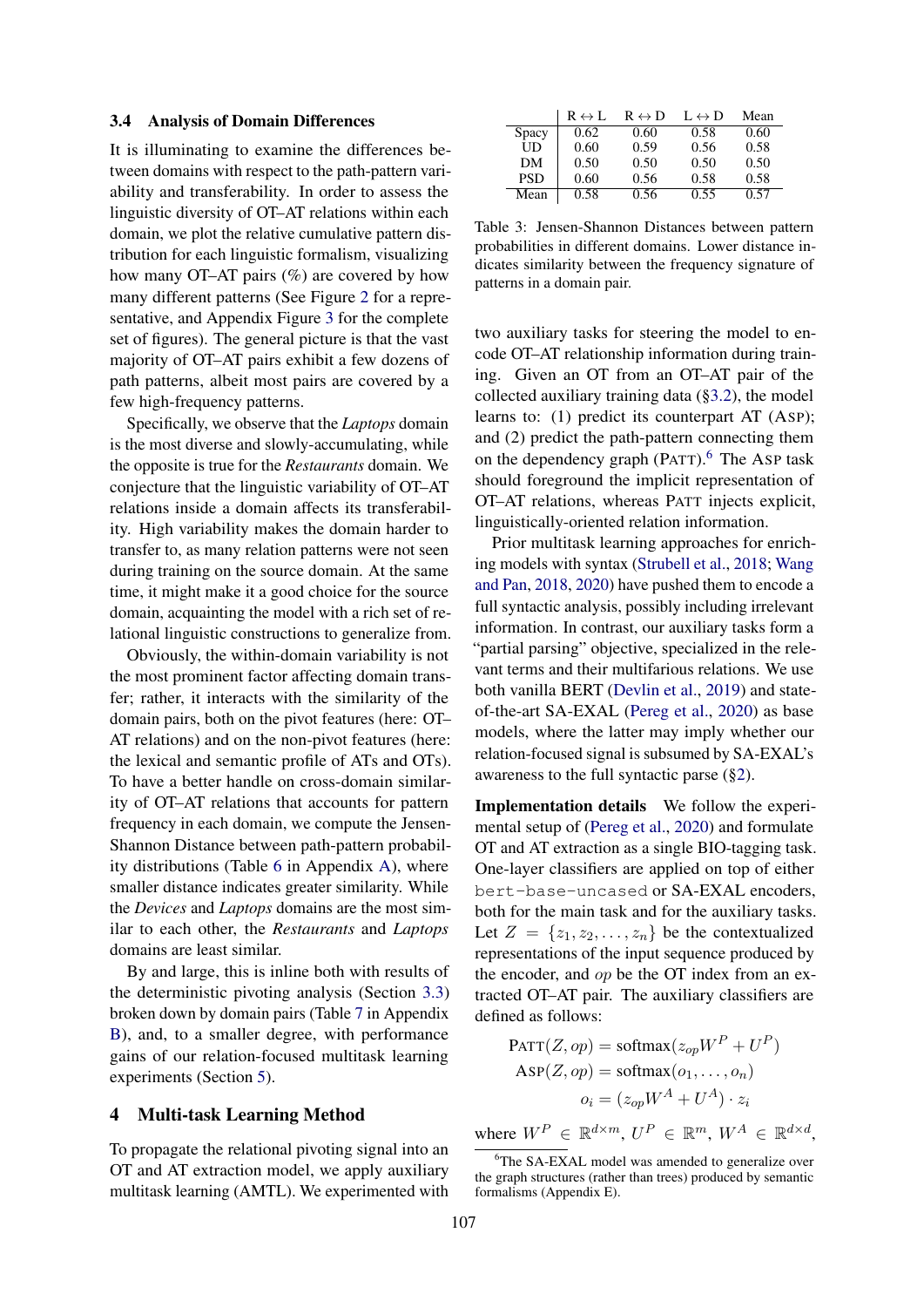### 3.4 Analysis of Domain Differences

It is illuminating to examine the differences between domains with respect to the path-pattern variability and transferability. In order to assess the linguistic diversity of OT–AT relations within each domain, we plot the relative cumulative pattern distribution for each linguistic formalism, visualizing how many OT–AT pairs (%) are covered by how many different patterns (See Figure 2 for a representative, and Appendix Figure 3 for the complete set of figures). The general picture is that the vast majority of OT–AT pairs exhibit a few dozens of path patterns, albeit most pairs are covered by a few high-frequency patterns.

Specifically, we observe that the *Laptops* domain is the most diverse and slowly-accumulating, while the opposite is true for the *Restaurants* domain. We conjecture that the linguistic variability of OT–AT relations inside a domain affects its transferability. High variability makes the domain harder to transfer to, as many relation patterns were not seen during training on the source domain. At the same time, it might make it a good choice for the source domain, acquainting the model with a rich set of relational linguistic constructions to generalize from.

Obviously, the within-domain variability is not the most prominent factor affecting domain transfer; rather, it interacts with the similarity of the domain pairs, both on the pivot features (here: OT–AT relations) and on the non-pivot features (here: the lexical and semantic profile of ATs and OTs). To have a better handle on cross-domain similarity of OT–AT relations that accounts for pattern frequency in each domain, we compute the Jensen-Shannon Distance between path-pattern probability distributions (Table 6 in Appendix A), where smaller distance indicates greater similarity. While the *Devices* and *Laptops* domains are the most similar to each other, the *Restaurants* and *Laptops* domains are least similar.

By and large, this is inline both with results of the deterministic pivoting analysis (Section 3.3) broken down by domain pairs (Table 7 in Appendix B), and, to a smaller degree, with performance gains of our relation-focused multitask learning experiments (Section 5).

| | R ↔ L | R ↔ D | L ↔ D | Mean |
|---|---|---|---|---|
| Spacy | 0.62 | 0.60 | 0.58 | 0.60 |
| UD | 0.60 | 0.59 | 0.56 | 0.58 |
| DM | 0.50 | 0.50 | 0.50 | 0.50 |
| PSD | 0.60 | 0.56 | 0.58 | 0.58 |
| Mean | 0.58 | 0.56 | 0.55 | 0.57 |

Table 3: Jensen-Shannon Distances between pattern probabilities in different domains. Lower distance indicates similarity between the frequency signature of patterns in a domain pair.

## 4 Multi-task Learning Method

To propagate the relational pivoting signal into an OT and AT extraction model, we apply auxiliary multitask learning (AMTL). We experimented with two auxiliary tasks for steering the model to encode OT–AT relationship information during training. Given an OT from an OT–AT pair of the collected auxiliary training data (§3.2), the model learns to: (1) predict its counterpart AT (ASP); and (2) predict the path-pattern connecting them on the dependency graph (PATT).[6] The ASP task should foreground the implicit representation of OT–AT relations, whereas PATT injects explicit, linguistically-oriented relation information.

Prior multitask learning approaches for enriching models with syntax (Strubell et al., 2018; Wang and Pan, 2018, 2020) have pushed them to encode a full syntactic analysis, possibly including irrelevant information. In contrast, our auxiliary tasks form a "partial parsing" objective, specialized in the relevant terms and their multifarious relations. We use both vanilla BERT (Devlin et al., 2019) and state-of-the-art SA-EXAL (Pereg et al., 2020) as base models, where the latter may imply whether our relation-focused signal is subsumed by SA-EXAL's awareness to the full syntactic parse (§2).

**Implementation details** We follow the experimental setup of (Pereg et al., 2020) and formulate OT and AT extraction as a single BIO-tagging task. One-layer classifiers are applied on top of either `bert-base-uncased` or SA-EXAL encoders, both for the main task and for the auxiliary tasks. Let $Z = \{z_1, z_2, \ldots, z_n\}$ be the contextualized representations of the input sequence produced by the encoder, and $op$ be the OT index from an extracted OT–AT pair. The auxiliary classifiers are defined as follows:

$$\text{PATT}(Z, op) = \text{softmax}(z_{op}W^P + U^P)$$
$$\text{ASP}(Z, op) = \text{softmax}(o_1, \ldots, o_n)$$
$$o_i = (z_{op}W^A + U^A) \cdot z_i$$

where $W^P \in \mathbb{R}^{d \times m}$, $U^P \in \mathbb{R}^m$, $W^A \in \mathbb{R}^{d \times d}$,

[6] The SA-EXAL model was amended to generalize over the graph structures (rather than trees) produced by semantic formalisms (Appendix E).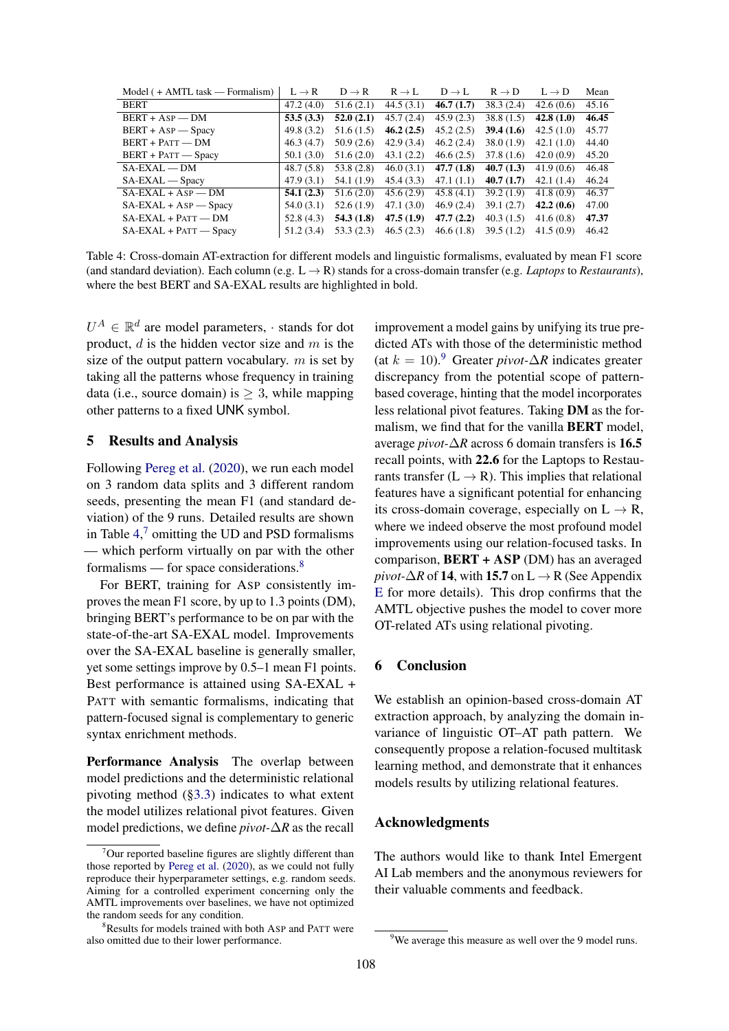| Model ( + AMTL task — Formalism) | L → R | D → R | R → L | D → L | R → D | L → D | Mean |
|---|---|---|---|---|---|---|---|
| BERT | 47.2 (4.0) | 51.6 (2.1) | 44.5 (3.1) | **46.7 (1.7)** | 38.3 (2.4) | 42.6 (0.6) | 45.16 |
| BERT + ASP — DM | **53.5 (3.3)** | **52.0 (2.1)** | 45.7 (2.4) | 45.9 (2.3) | 38.8 (1.5) | **42.8 (1.0)** | **46.45** |
| BERT + ASP — Spacy | 49.8 (3.2) | 51.6 (1.5) | **46.2 (2.5)** | 45.2 (2.5) | **39.4 (1.6)** | 42.5 (1.0) | 45.77 |
| BERT + PATT — DM | 46.3 (4.7) | 50.9 (2.6) | 42.9 (3.4) | 46.2 (2.4) | 38.0 (1.9) | 42.1 (1.0) | 44.40 |
| BERT + PATT — Spacy | 50.1 (3.0) | 51.6 (2.0) | 43.1 (2.2) | 46.6 (2.5) | 37.8 (1.6) | 42.0 (0.9) | 45.20 |
| SA-EXAL — DM | 48.7 (5.8) | 53.8 (2.8) | 46.0 (3.1) | **47.7 (1.8)** | **40.7 (1.3)** | 41.9 (0.6) | 46.48 |
| SA-EXAL — Spacy | 47.9 (3.1) | 54.1 (1.9) | 45.4 (3.3) | 47.1 (1.1) | **40.7 (1.7)** | 42.1 (1.4) | 46.24 |
| SA-EXAL + ASP — DM | **54.1 (2.3)** | 51.6 (2.0) | 45.6 (2.9) | 45.8 (4.1) | 39.2 (1.9) | 41.8 (0.9) | 46.37 |
| SA-EXAL + ASP — Spacy | 54.0 (3.1) | 52.6 (1.9) | 47.1 (3.0) | 46.9 (2.4) | 39.1 (2.7) | **42.2 (0.6)** | 47.00 |
| SA-EXAL + PATT — DM | 52.8 (4.3) | **54.3 (1.8)** | **47.5 (1.9)** | **47.7 (2.2)** | 40.3 (1.5) | 41.6 (0.8) | **47.37** |
| SA-EXAL + PATT — Spacy | 51.2 (3.4) | 53.3 (2.3) | 46.5 (2.3) | 46.6 (1.8) | 39.5 (1.2) | 41.5 (0.9) | 46.42 |

Table 4: Cross-domain AT-extraction for different models and linguistic formalisms, evaluated by mean F1 score (and standard deviation). Each column (e.g. L → R) stands for a cross-domain transfer (e.g. *Laptops* to *Restaurants*), where the best BERT and SA-EXAL results are highlighted in bold.

$U^A \in \mathbb{R}^d$ are model parameters, $\cdot$ stands for dot product, $d$ is the hidden vector size and $m$ is the size of the output pattern vocabulary. $m$ is set by taking all the patterns whose frequency in training data (i.e., source domain) is $\geq 3$, while mapping other patterns to a fixed UNK symbol.

## 5 Results and Analysis

Following Pereg et al. (2020), we run each model on 3 random data splits and 3 different random seeds, presenting the mean F1 (and standard deviation) of the 9 runs. Detailed results are shown in Table 4,[7] omitting the UD and PSD formalisms — which perform virtually on par with the other formalisms — for space considerations.[8]

For BERT, training for ASP consistently improves the mean F1 score, by up to 1.3 points (DM), bringing BERT's performance to be on par with the state-of-the-art SA-EXAL model. Improvements over the SA-EXAL baseline is generally smaller, yet some settings improve by 0.5–1 mean F1 points. Best performance is attained using SA-EXAL + PATT with semantic formalisms, indicating that pattern-focused signal is complementary to generic syntax enrichment methods.

**Performance Analysis** The overlap between model predictions and the deterministic relational pivoting method (§3.3) indicates to what extent the model utilizes relational pivot features. Given model predictions, we define *pivot*-$\Delta R$ as the recall improvement a model gains by unifying its true predicted ATs with those of the deterministic method (at $k = 10$).[9] Greater *pivot*-$\Delta R$ indicates greater discrepancy from the potential scope of pattern-based coverage, hinting that the model incorporates less relational pivot features. Taking **DM** as the formalism, we find that for the vanilla **BERT** model, average *pivot*-$\Delta R$ across 6 domain transfers is **16.5** recall points, with **22.6** for the Laptops to Restaurants transfer (L → R). This implies that relational features have a significant potential for enhancing its cross-domain coverage, especially on L → R, where we indeed observe the most profound model improvements using our relation-focused tasks. In comparison, **BERT + ASP** (DM) has an averaged *pivot*-$\Delta R$ of **14**, with **15.7** on L → R (See Appendix E for more details). This drop confirms that the AMTL objective pushes the model to cover more OT-related ATs using relational pivoting.

## 6 Conclusion

We establish an opinion-based cross-domain AT extraction approach, by analyzing the domain invariance of linguistic OT–AT path pattern. We consequently propose a relation-focused multitask learning method, and demonstrate that it enhances models results by utilizing relational features.

## Acknowledgments

The authors would like to thank Intel Emergent AI Lab members and the anonymous reviewers for their valuable comments and feedback.

[7] Our reported baseline figures are slightly different than those reported by Pereg et al. (2020), as we could not fully reproduce their hyperparameter settings, e.g. random seeds. Aiming for a controlled experiment concerning only the AMTL improvements over baselines, we have not optimized the random seeds for any condition.

[8] Results for models trained with both ASP and PATT were also omitted due to their lower performance.

[9] We average this measure as well over the 9 model runs.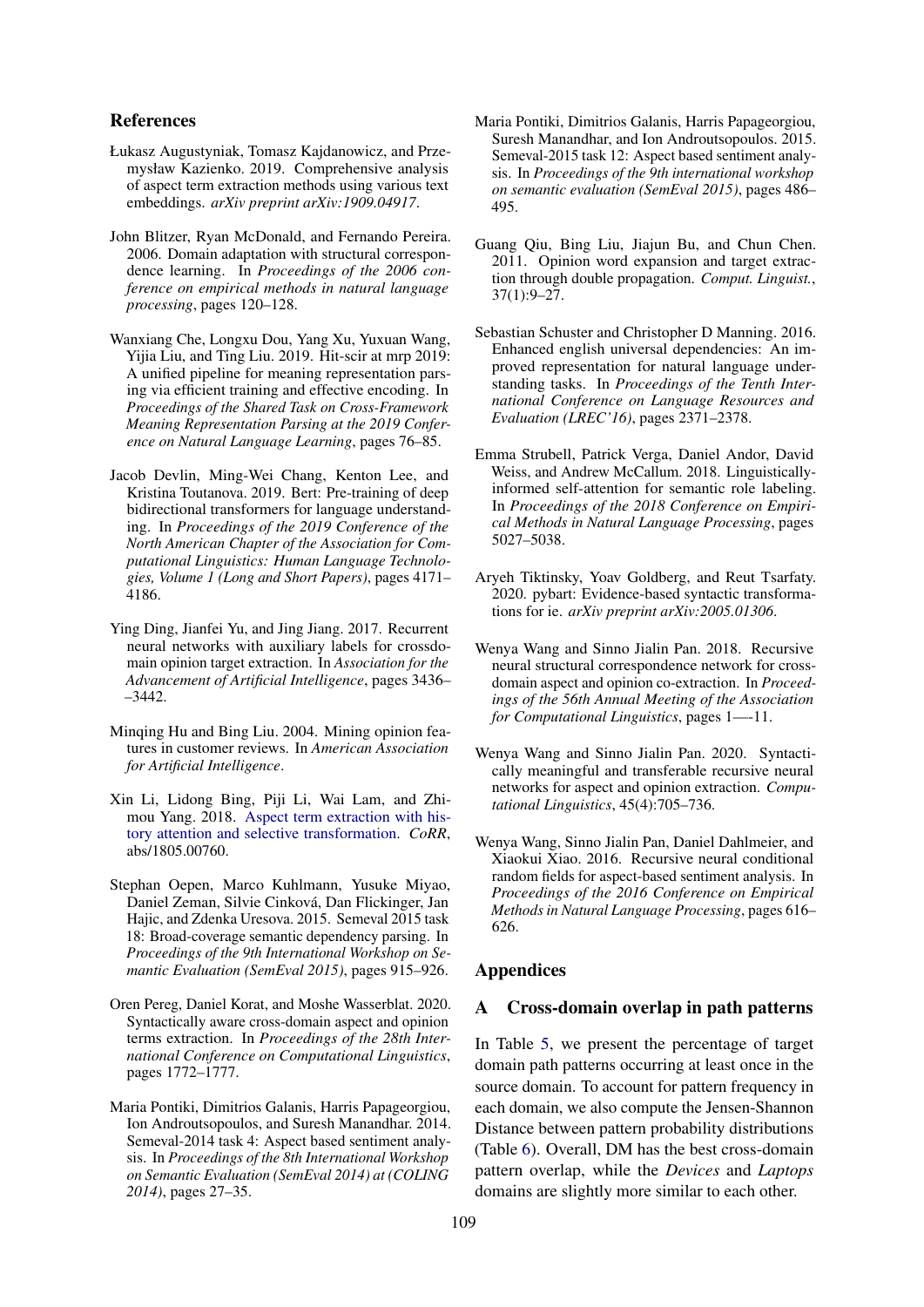## References

Łukasz Augustyniak, Tomasz Kajdanowicz, and Przemysław Kazienko. 2019. Comprehensive analysis of aspect term extraction methods using various text embeddings. *arXiv preprint arXiv:1909.04917*.

John Blitzer, Ryan McDonald, and Fernando Pereira. 2006. Domain adaptation with structural correspondence learning. In *Proceedings of the 2006 conference on empirical methods in natural language processing*, pages 120–128.

Wanxiang Che, Longxu Dou, Yang Xu, Yuxuan Wang, Yijia Liu, and Ting Liu. 2019. Hit-scir at mrp 2019: A unified pipeline for meaning representation parsing via efficient training and effective encoding. In *Proceedings of the Shared Task on Cross-Framework Meaning Representation Parsing at the 2019 Conference on Natural Language Learning*, pages 76–85.

Jacob Devlin, Ming-Wei Chang, Kenton Lee, and Kristina Toutanova. 2019. Bert: Pre-training of deep bidirectional transformers for language understanding. In *Proceedings of the 2019 Conference of the North American Chapter of the Association for Computational Linguistics: Human Language Technologies, Volume 1 (Long and Short Papers)*, pages 4171–4186.

Ying Ding, Jianfei Yu, and Jing Jiang. 2017. Recurrent neural networks with auxiliary labels for crossdomain opinion target extraction. In *Association for the Advancement of Artificial Intelligence*, pages 3436––3442.

Minqing Hu and Bing Liu. 2004. Mining opinion features in customer reviews. In *American Association for Artificial Intelligence*.

Xin Li, Lidong Bing, Piji Li, Wai Lam, and Zhimou Yang. 2018. Aspect term extraction with history attention and selective transformation. *CoRR*, abs/1805.00760.

Stephan Oepen, Marco Kuhlmann, Yusuke Miyao, Daniel Zeman, Silvie Cinková, Dan Flickinger, Jan Hajic, and Zdenka Uresova. 2015. Semeval 2015 task 18: Broad-coverage semantic dependency parsing. In *Proceedings of the 9th International Workshop on Semantic Evaluation (SemEval 2015)*, pages 915–926.

Oren Pereg, Daniel Korat, and Moshe Wasserblat. 2020. Syntactically aware cross-domain aspect and opinion terms extraction. In *Proceedings of the 28th International Conference on Computational Linguistics*, pages 1772–1777.

Maria Pontiki, Dimitrios Galanis, Harris Papageorgiou, Ion Androutsopoulos, and Suresh Manandhar. 2014. Semeval-2014 task 4: Aspect based sentiment analysis. In *Proceedings of the 8th International Workshop on Semantic Evaluation (SemEval 2014) at (COLING 2014)*, pages 27–35.

Maria Pontiki, Dimitrios Galanis, Harris Papageorgiou, Suresh Manandhar, and Ion Androutsopoulos. 2015. Semeval-2015 task 12: Aspect based sentiment analysis. In *Proceedings of the 9th international workshop on semantic evaluation (SemEval 2015)*, pages 486–495.

Guang Qiu, Bing Liu, Jiajun Bu, and Chun Chen. 2011. Opinion word expansion and target extraction through double propagation. *Comput. Linguist.*, 37(1):9–27.

Sebastian Schuster and Christopher D Manning. 2016. Enhanced english universal dependencies: An improved representation for natural language understanding tasks. In *Proceedings of the Tenth International Conference on Language Resources and Evaluation (LREC'16)*, pages 2371–2378.

Emma Strubell, Patrick Verga, Daniel Andor, David Weiss, and Andrew McCallum. 2018. Linguistically-informed self-attention for semantic role labeling. In *Proceedings of the 2018 Conference on Empirical Methods in Natural Language Processing*, pages 5027–5038.

Aryeh Tiktinsky, Yoav Goldberg, and Reut Tsarfaty. 2020. pybart: Evidence-based syntactic transformations for ie. *arXiv preprint arXiv:2005.01306*.

Wenya Wang and Sinno Jialin Pan. 2018. Recursive neural structural correspondence network for cross-domain aspect and opinion co-extraction. In *Proceedings of the 56th Annual Meeting of the Association for Computational Linguistics*, pages 1—-11.

Wenya Wang and Sinno Jialin Pan. 2020. Syntactically meaningful and transferable recursive neural networks for aspect and opinion extraction. *Computational Linguistics*, 45(4):705–736.

Wenya Wang, Sinno Jialin Pan, Daniel Dahlmeier, and Xiaokui Xiao. 2016. Recursive neural conditional random fields for aspect-based sentiment analysis. In *Proceedings of the 2016 Conference on Empirical Methods in Natural Language Processing*, pages 616–626.

## Appendices

### A Cross-domain overlap in path patterns

In Table 5, we present the percentage of target domain path patterns occurring at least once in the source domain. To account for pattern frequency in each domain, we also compute the Jensen-Shannon Distance between pattern probability distributions (Table 6). Overall, DM has the best cross-domain pattern overlap, while the *Devices* and *Laptops* domains are slightly more similar to each other.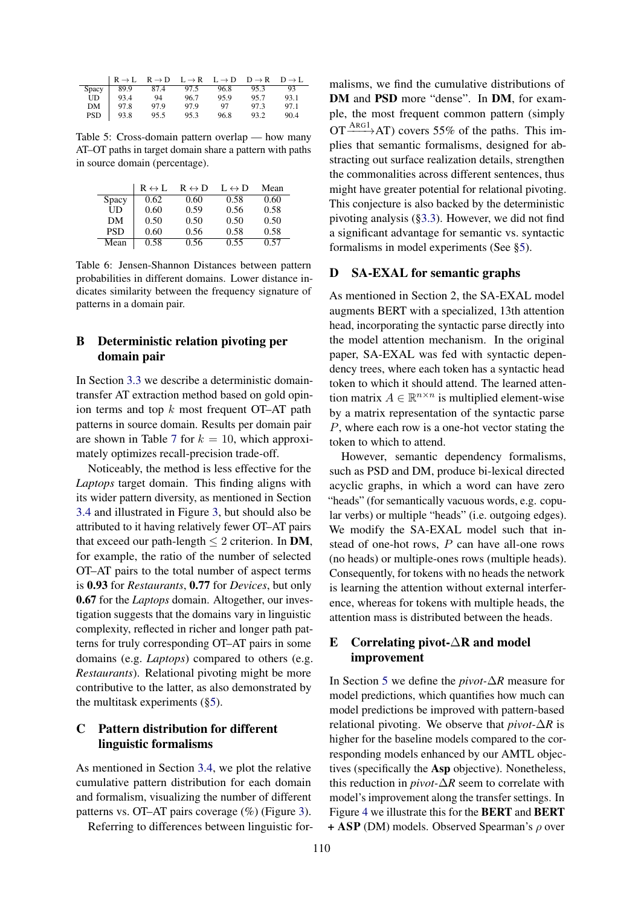|  | R → L | R → D | L → R | L → D | D → R | D → L |
|---|---|---|---|---|---|---|
| Spacy | 89.9 | 87.4 | 97.5 | 96.8 | 95.3 | 93 |
| UD | 93.4 | 94 | 96.7 | 95.9 | 95.7 | 93.1 |
| DM | 97.8 | 97.9 | 97.9 | 97 | 97.3 | 97.1 |
| PSD | 93.8 | 95.5 | 95.3 | 96.8 | 93.2 | 90.4 |

Table 5: Cross-domain pattern overlap — how many AT–OT paths in target domain share a pattern with paths in source domain (percentage).

|  | R ↔ L | R ↔ D | L ↔ D | Mean |
|---|---|---|---|---|
| Spacy | 0.62 | 0.60 | 0.58 | 0.60 |
| UD | 0.60 | 0.59 | 0.56 | 0.58 |
| DM | 0.50 | 0.50 | 0.50 | 0.50 |
| PSD | 0.60 | 0.56 | 0.58 | 0.58 |
| Mean | 0.58 | 0.56 | 0.55 | 0.57 |

Table 6: Jensen-Shannon Distances between pattern probabilities in different domains. Lower distance indicates similarity between the frequency signature of patterns in a domain pair.

## B Deterministic relation pivoting per domain pair

In Section 3.3 we describe a deterministic domain-transfer AT extraction method based on gold opinion terms and top $k$ most frequent OT–AT path patterns in source domain. Results per domain pair are shown in Table 7 for $k = 10$, which approximately optimizes recall-precision trade-off.

Noticeably, the method is less effective for the *Laptops* target domain. This finding aligns with its wider pattern diversity, as mentioned in Section 3.4 and illustrated in Figure 3, but should also be attributed to it having relatively fewer OT–AT pairs that exceed our path-length $\leq 2$ criterion. In **DM**, for example, the ratio of the number of selected OT–AT pairs to the total number of aspect terms is **0.93** for *Restaurants*, **0.77** for *Devices*, but only **0.67** for the *Laptops* domain. Altogether, our investigation suggests that the domains vary in linguistic complexity, reflected in richer and longer path patterns for truly corresponding OT–AT pairs in some domains (e.g. *Laptops*) compared to others (e.g. *Restaurants*). Relational pivoting might be more contributive to the latter, as also demonstrated by the multitask experiments (§5).

## C Pattern distribution for different linguistic formalisms

As mentioned in Section 3.4, we plot the relative cumulative pattern distribution for each domain and formalism, visualizing the number of different patterns vs. OT–AT pairs coverage (%) (Figure 3).

Referring to differences between linguistic formalisms, we find the cumulative distributions of **DM** and **PSD** more "dense". In **DM**, for example, the most frequent common pattern (simply $\text{OT} \xrightarrow{\text{ARG1}} \text{AT}$) covers 55% of the paths. This implies that semantic formalisms, designed for abstracting out surface realization details, strengthen the commonalities across different sentences, thus might have greater potential for relational pivoting. This conjecture is also backed by the deterministic pivoting analysis (§3.3). However, we did not find a significant advantage for semantic vs. syntactic formalisms in model experiments (See §5).

## D SA-EXAL for semantic graphs

As mentioned in Section 2, the SA-EXAL model augments BERT with a specialized, 13th attention head, incorporating the syntactic parse directly into the model attention mechanism. In the original paper, SA-EXAL was fed with syntactic dependency trees, where each token has a syntactic head token to which it should attend. The learned attention matrix $A \in \mathbb{R}^{n \times n}$ is multiplied element-wise by a matrix representation of the syntactic parse $P$, where each row is a one-hot vector stating the token to which to attend.

However, semantic dependency formalisms, such as PSD and DM, produce bi-lexical directed acyclic graphs, in which a word can have zero "heads" (for semantically vacuous words, e.g. copular verbs) or multiple "heads" (i.e. outgoing edges). We modify the SA-EXAL model such that instead of one-hot rows, $P$ can have all-one rows (no heads) or multiple-ones rows (multiple heads). Consequently, for tokens with no heads the network is learning the attention without external interference, whereas for tokens with multiple heads, the attention mass is distributed between the heads.

## E Correlating pivot-ΔR and model improvement

In Section 5 we define the *pivot-ΔR* measure for model predictions, which quantifies how much can model predictions be improved with pattern-based relational pivoting. We observe that *pivot-ΔR* is higher for the baseline models compared to the corresponding models enhanced by our AMTL objectives (specifically the **Asp** objective). Nonetheless, this reduction in *pivot-ΔR* seem to correlate with model's improvement along the transfer settings. In Figure 4 we illustrate this for the **BERT** and **BERT + ASP** (DM) models. Observed Spearman's $\rho$ over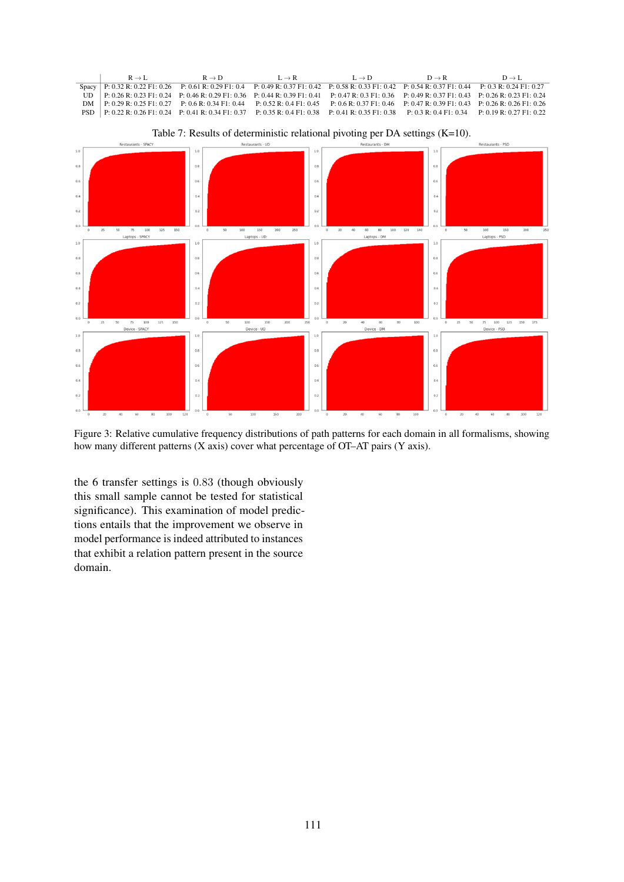| | R → L | R → D | L → R | L → D | D → R | D → L |
|---|---|---|---|---|---|---|
| Spacy | P: 0.32 R: 0.22 F1: 0.26 | P: 0.61 R: 0.29 F1: 0.4 | P: 0.49 R: 0.37 F1: 0.42 | P: 0.58 R: 0.33 F1: 0.42 | P: 0.54 R: 0.37 F1: 0.44 | P: 0.3 R: 0.24 F1: 0.27 |
| UD | P: 0.26 R: 0.23 F1: 0.24 | P: 0.46 R: 0.29 F1: 0.36 | P: 0.44 R: 0.39 F1: 0.41 | P: 0.47 R: 0.3 F1: 0.36 | P: 0.49 R: 0.37 F1: 0.43 | P: 0.26 R: 0.23 F1: 0.24 |
| DM | P: 0.29 R: 0.25 F1: 0.27 | P: 0.6 R: 0.34 F1: 0.44 | P: 0.52 R: 0.4 F1: 0.45 | P: 0.6 R: 0.37 F1: 0.46 | P: 0.47 R: 0.39 F1: 0.43 | P: 0.26 R: 0.26 F1: 0.26 |
| PSD | P: 0.22 R: 0.26 F1: 0.24 | P: 0.41 R: 0.34 F1: 0.37 | P: 0.35 R: 0.4 F1: 0.38 | P: 0.41 R: 0.35 F1: 0.38 | P: 0.3 R: 0.4 F1: 0.34 | P: 0.19 R: 0.27 F1: 0.22 |

Table 7: Results of deterministic relational pivoting per DA settings (K=10).

Figure 3: Relative cumulative frequency distributions of path patterns for each domain in all formalisms, showing how many different patterns (X axis) cover what percentage of OT–AT pairs (Y axis).

the 6 transfer settings is 0.83 (though obviously this small sample cannot be tested for statistical significance). This examination of model predictions entails that the improvement we observe in model performance is indeed attributed to instances that exhibit a relation pattern present in the source domain.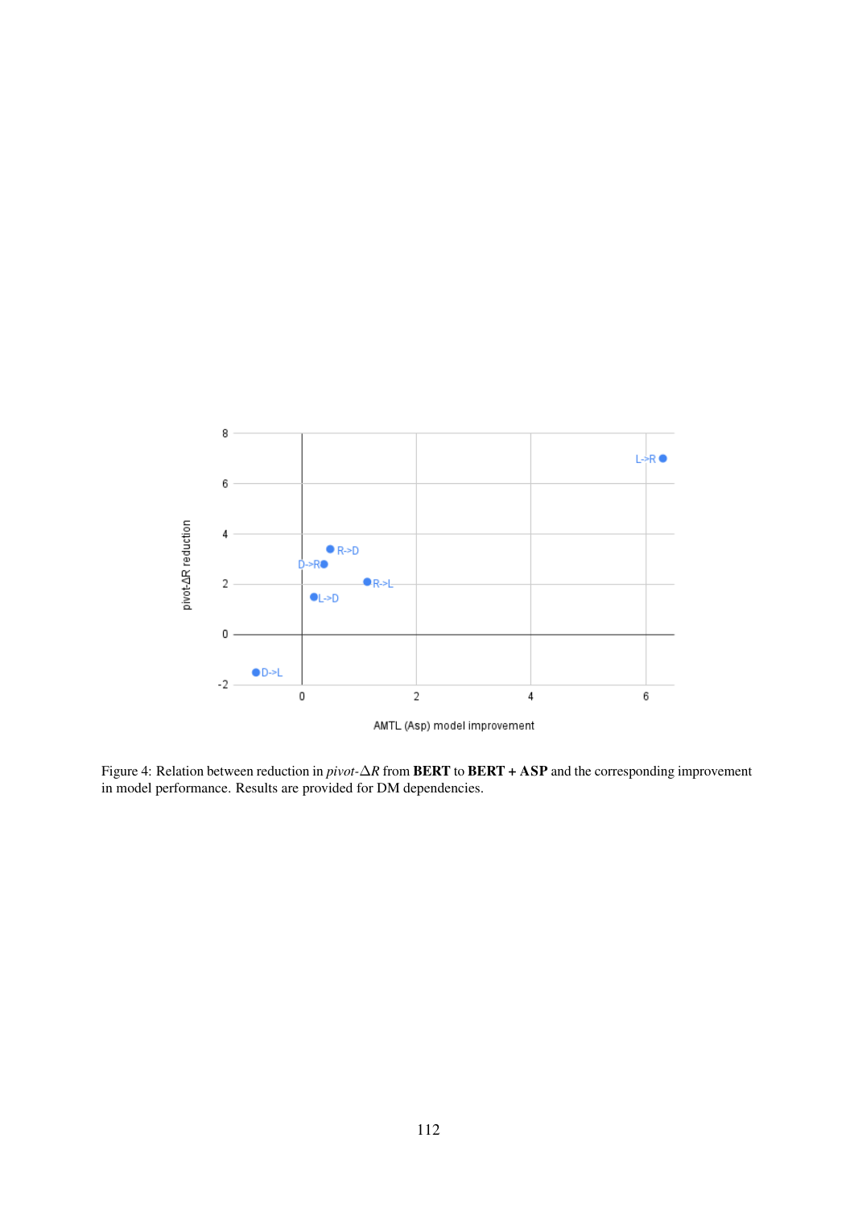8

6

4

2

0

-2

0

2

4

6

pivot-ΔR reduction

AMTL (Asp) model improvement

L->R

R->D

D->R

R->L

L->D

D->L

Figure 4: Relation between reduction in *pivot-*$\Delta R$ from **BERT** to **BERT + ASP** and the corresponding improvement in model performance. Results are provided for DM dependencies.